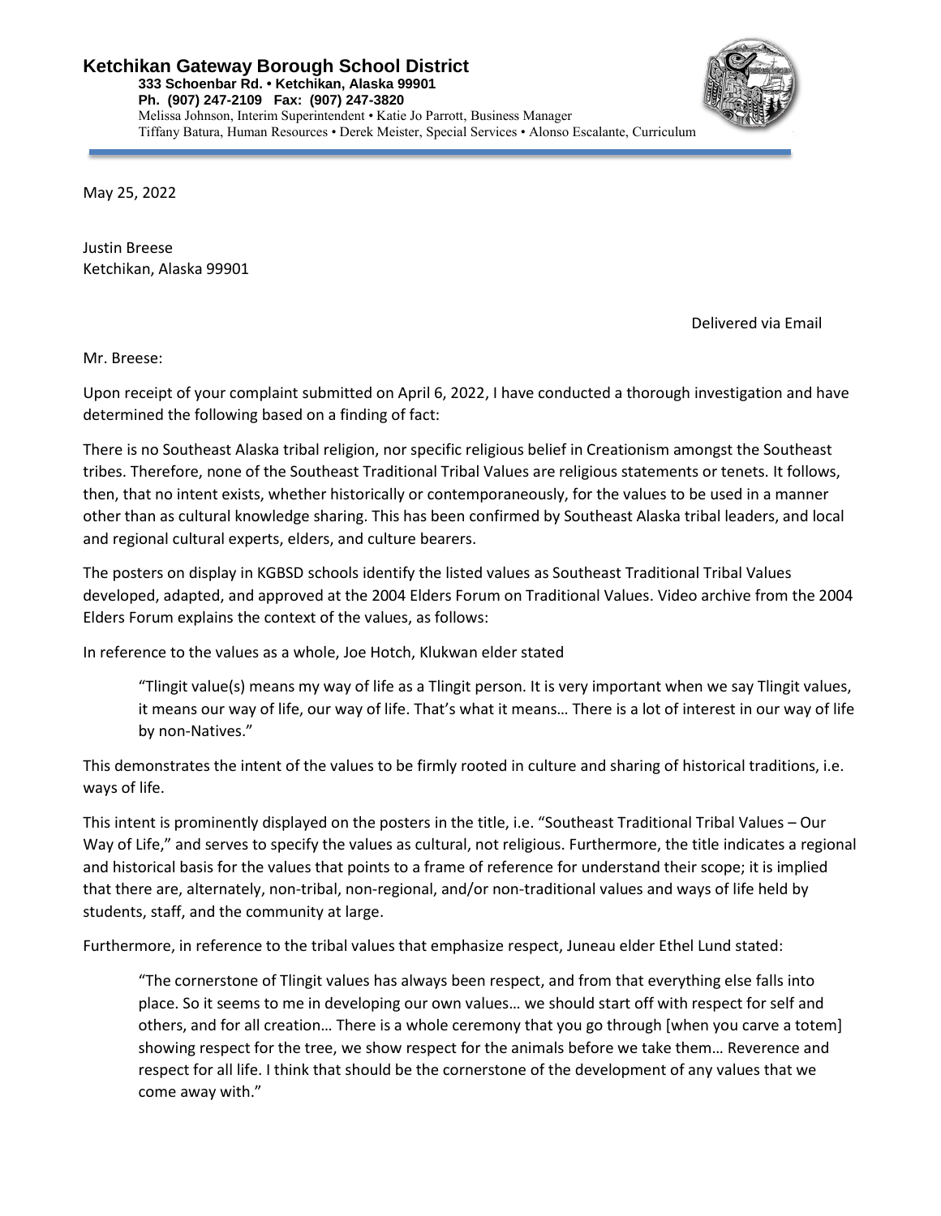**Ketchikan Gateway Borough School District**
**333 Schoenbar Rd. • Ketchikan, Alaska 99901**
**Ph. (907) 247-2109 Fax: (907) 247-3820**
Melissa Johnson, Interim Superintendent • Katie Jo Parrott, Business Manager
Tiffany Batura, Human Resources • Derek Meister, Special Services • Alonso Escalante, Curriculum

May 25, 2022

Justin Breese
Ketchikan, Alaska 99901

Delivered via Email

Mr. Breese:

Upon receipt of your complaint submitted on April 6, 2022, I have conducted a thorough investigation and have determined the following based on a finding of fact:

There is no Southeast Alaska tribal religion, nor specific religious belief in Creationism amongst the Southeast tribes. Therefore, none of the Southeast Traditional Tribal Values are religious statements or tenets. It follows, then, that no intent exists, whether historically or contemporaneously, for the values to be used in a manner other than as cultural knowledge sharing. This has been confirmed by Southeast Alaska tribal leaders, and local and regional cultural experts, elders, and culture bearers.

The posters on display in KGBSD schools identify the listed values as Southeast Traditional Tribal Values developed, adapted, and approved at the 2004 Elders Forum on Traditional Values. Video archive from the 2004 Elders Forum explains the context of the values, as follows:

In reference to the values as a whole, Joe Hotch, Klukwan elder stated

> "Tlingit value(s) means my way of life as a Tlingit person. It is very important when we say Tlingit values, it means our way of life, our way of life. That's what it means… There is a lot of interest in our way of life by non-Natives."

This demonstrates the intent of the values to be firmly rooted in culture and sharing of historical traditions, i.e. ways of life.

This intent is prominently displayed on the posters in the title, i.e. "Southeast Traditional Tribal Values – Our Way of Life," and serves to specify the values as cultural, not religious. Furthermore, the title indicates a regional and historical basis for the values that points to a frame of reference for understand their scope; it is implied that there are, alternately, non-tribal, non-regional, and/or non-traditional values and ways of life held by students, staff, and the community at large.

Furthermore, in reference to the tribal values that emphasize respect, Juneau elder Ethel Lund stated:

> "The cornerstone of Tlingit values has always been respect, and from that everything else falls into place. So it seems to me in developing our own values… we should start off with respect for self and others, and for all creation… There is a whole ceremony that you go through [when you carve a totem] showing respect for the tree, we show respect for the animals before we take them… Reverence and respect for all life. I think that should be the cornerstone of the development of any values that we come away with."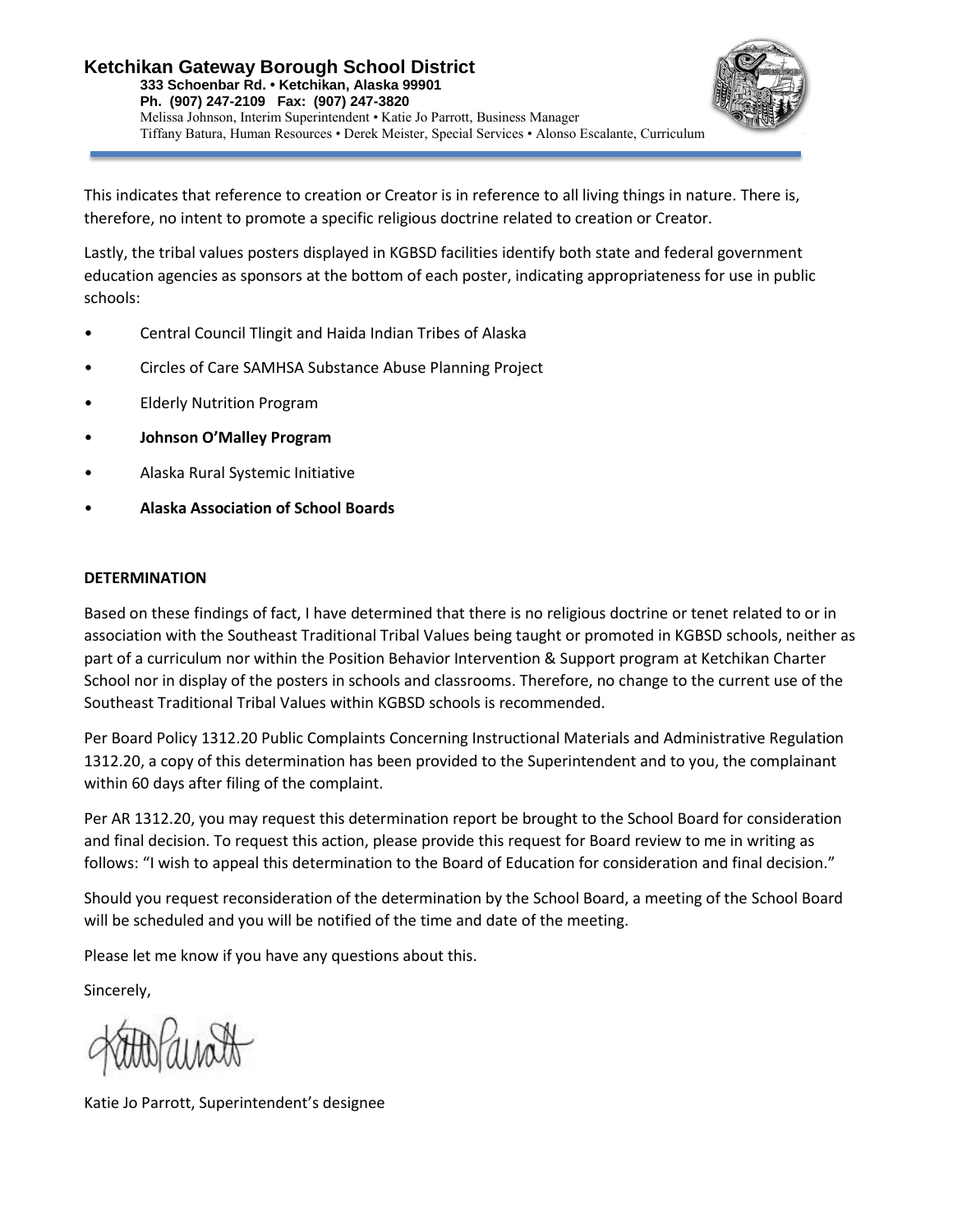**Ketchikan Gateway Borough School District**
**333 Schoenbar Rd. • Ketchikan, Alaska 99901**
**Ph. (907) 247-2109 Fax: (907) 247-3820**
Melissa Johnson, Interim Superintendent • Katie Jo Parrott, Business Manager
Tiffany Batura, Human Resources • Derek Meister, Special Services • Alonso Escalante, Curriculum

This indicates that reference to creation or Creator is in reference to all living things in nature. There is, therefore, no intent to promote a specific religious doctrine related to creation or Creator.

Lastly, the tribal values posters displayed in KGBSD facilities identify both state and federal government education agencies as sponsors at the bottom of each poster, indicating appropriateness for use in public schools:

- Central Council Tlingit and Haida Indian Tribes of Alaska
- Circles of Care SAMHSA Substance Abuse Planning Project
- Elderly Nutrition Program
- **Johnson O'Malley Program**
- Alaska Rural Systemic Initiative
- **Alaska Association of School Boards**

**DETERMINATION**

Based on these findings of fact, I have determined that there is no religious doctrine or tenet related to or in association with the Southeast Traditional Tribal Values being taught or promoted in KGBSD schools, neither as part of a curriculum nor within the Position Behavior Intervention & Support program at Ketchikan Charter School nor in display of the posters in schools and classrooms. Therefore, no change to the current use of the Southeast Traditional Tribal Values within KGBSD schools is recommended.

Per Board Policy 1312.20 Public Complaints Concerning Instructional Materials and Administrative Regulation 1312.20, a copy of this determination has been provided to the Superintendent and to you, the complainant within 60 days after filing of the complaint.

Per AR 1312.20, you may request this determination report be brought to the School Board for consideration and final decision. To request this action, please provide this request for Board review to me in writing as follows: "I wish to appeal this determination to the Board of Education for consideration and final decision."

Should you request reconsideration of the determination by the School Board, a meeting of the School Board will be scheduled and you will be notified of the time and date of the meeting.

Please let me know if you have any questions about this.

Sincerely,

Katie Jo Parrott, Superintendent's designee